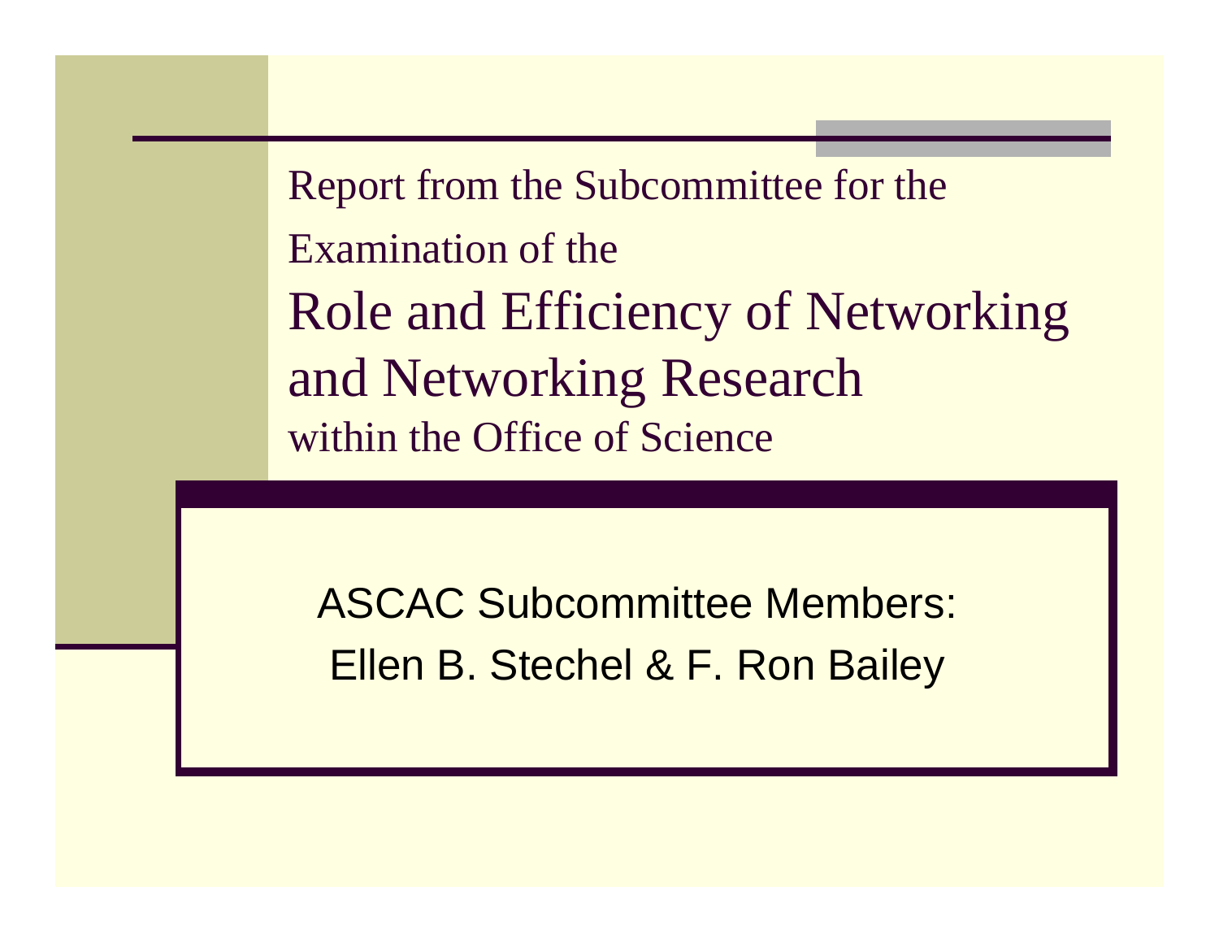Report from the Subcommittee for the Examination of the

# Role and Efficiency of Networking and Networking Research

within the Office of Science

ASCAC Subcommittee Members:
Ellen B. Stechel & F. Ron Bailey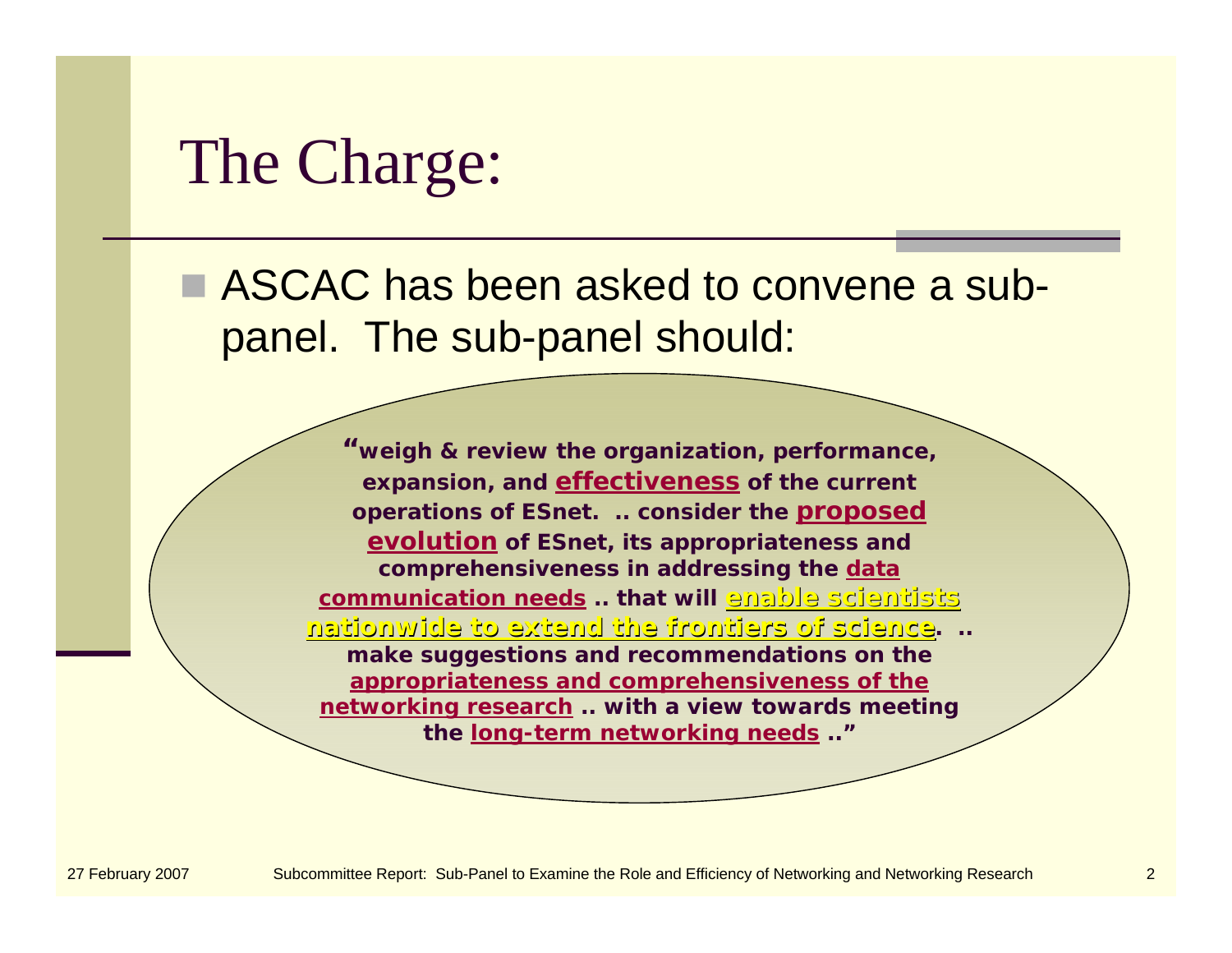# The Charge:

- ASCAC has been asked to convene a sub-panel. The sub-panel should:

> **"weigh & review the organization, performance, expansion, and effectiveness of the current operations of ESnet. .. consider the proposed evolution of ESnet, its appropriateness and comprehensiveness in addressing the data communication needs .. that will enable scientists nationwide to extend the frontiers of science. .. make suggestions and recommendations on the appropriateness and comprehensiveness of the networking research .. with a view towards meeting the long-term networking needs .."**

27 February 2007 Subcommittee Report: Sub-Panel to Examine the Role and Efficiency of Networking and Networking Research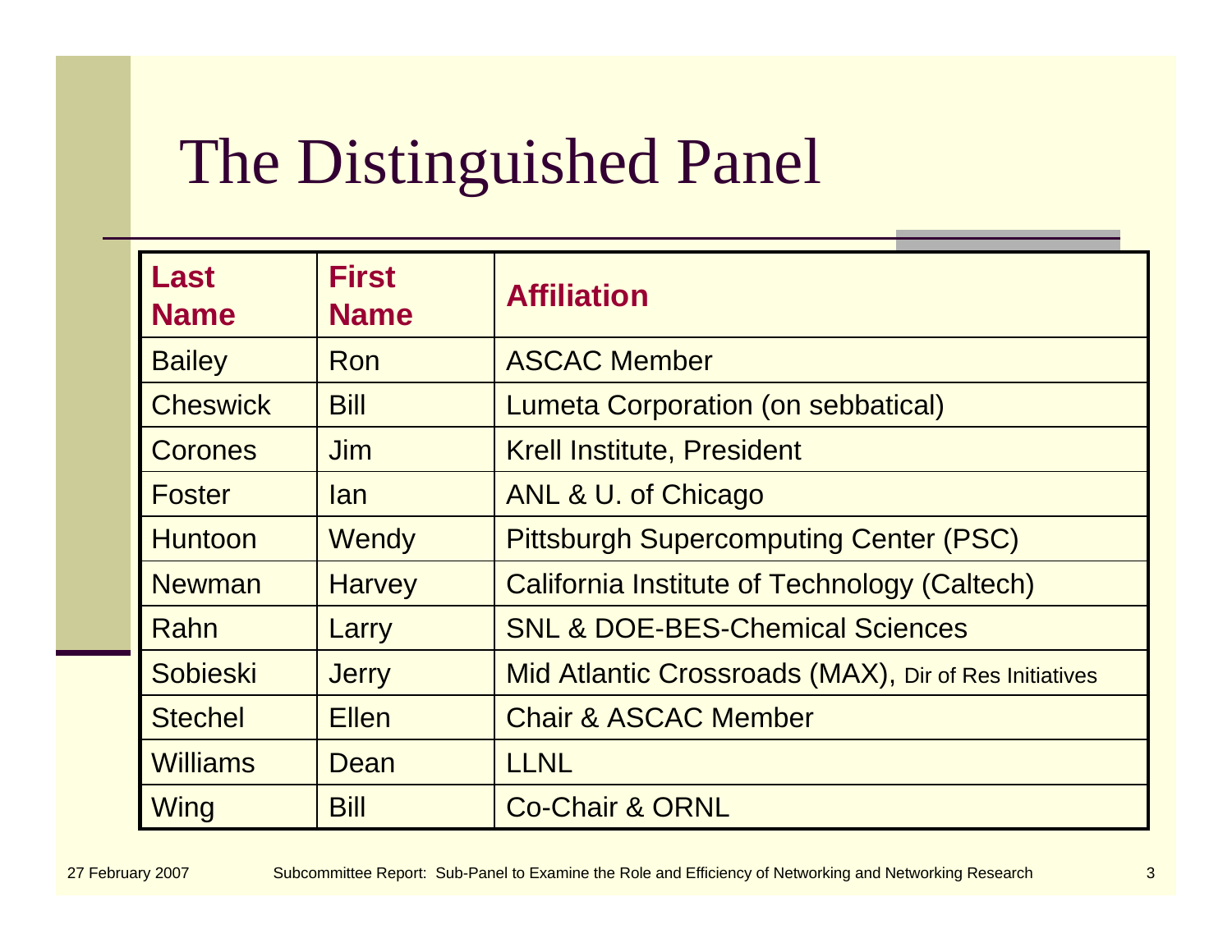# The Distinguished Panel

| Last Name | First Name | Affiliation |
| --- | --- | --- |
| Bailey | Ron | ASCAC Member |
| Cheswick | Bill | Lumeta Corporation (on sebbatical) |
| Corones | Jim | Krell Institute, President |
| Foster | Ian | ANL & U. of Chicago |
| Huntoon | Wendy | Pittsburgh Supercomputing Center (PSC) |
| Newman | Harvey | California Institute of Technology (Caltech) |
| Rahn | Larry | SNL & DOE-BES-Chemical Sciences |
| Sobieski | Jerry | Mid Atlantic Crossroads (MAX), Dir of Res Initiatives |
| Stechel | Ellen | Chair & ASCAC Member |
| Williams | Dean | LLNL |
| Wing | Bill | Co-Chair & ORNL |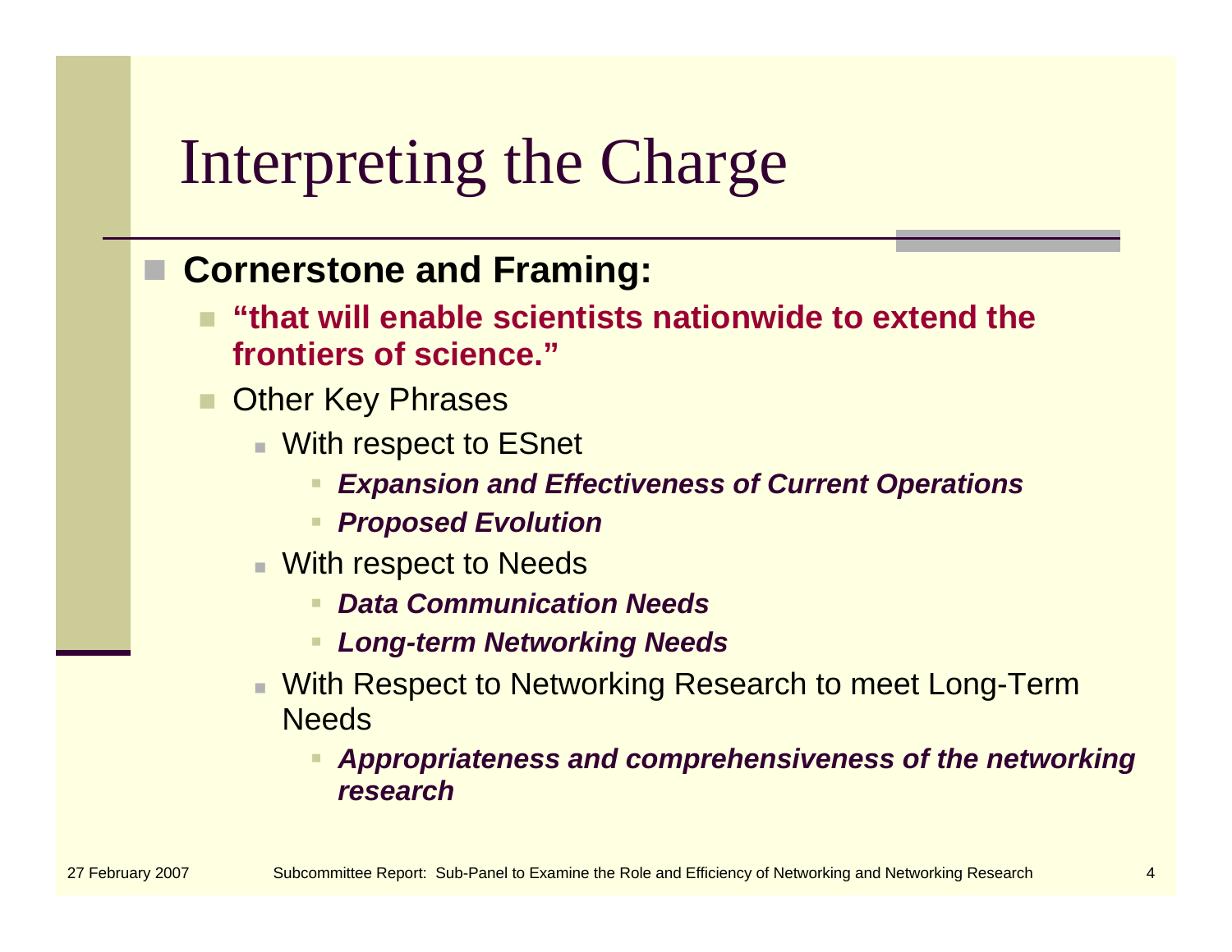# Interpreting the Charge

- **Cornerstone and Framing:**
  - **"that will enable scientists nationwide to extend the frontiers of science."**
  - Other Key Phrases
    - With respect to ESnet
      - ***Expansion and Effectiveness of Current Operations***
      - ***Proposed Evolution***
    - With respect to Needs
      - ***Data Communication Needs***
      - ***Long-term Networking Needs***
    - With Respect to Networking Research to meet Long-Term Needs
      - ***Appropriateness and comprehensiveness of the networking research***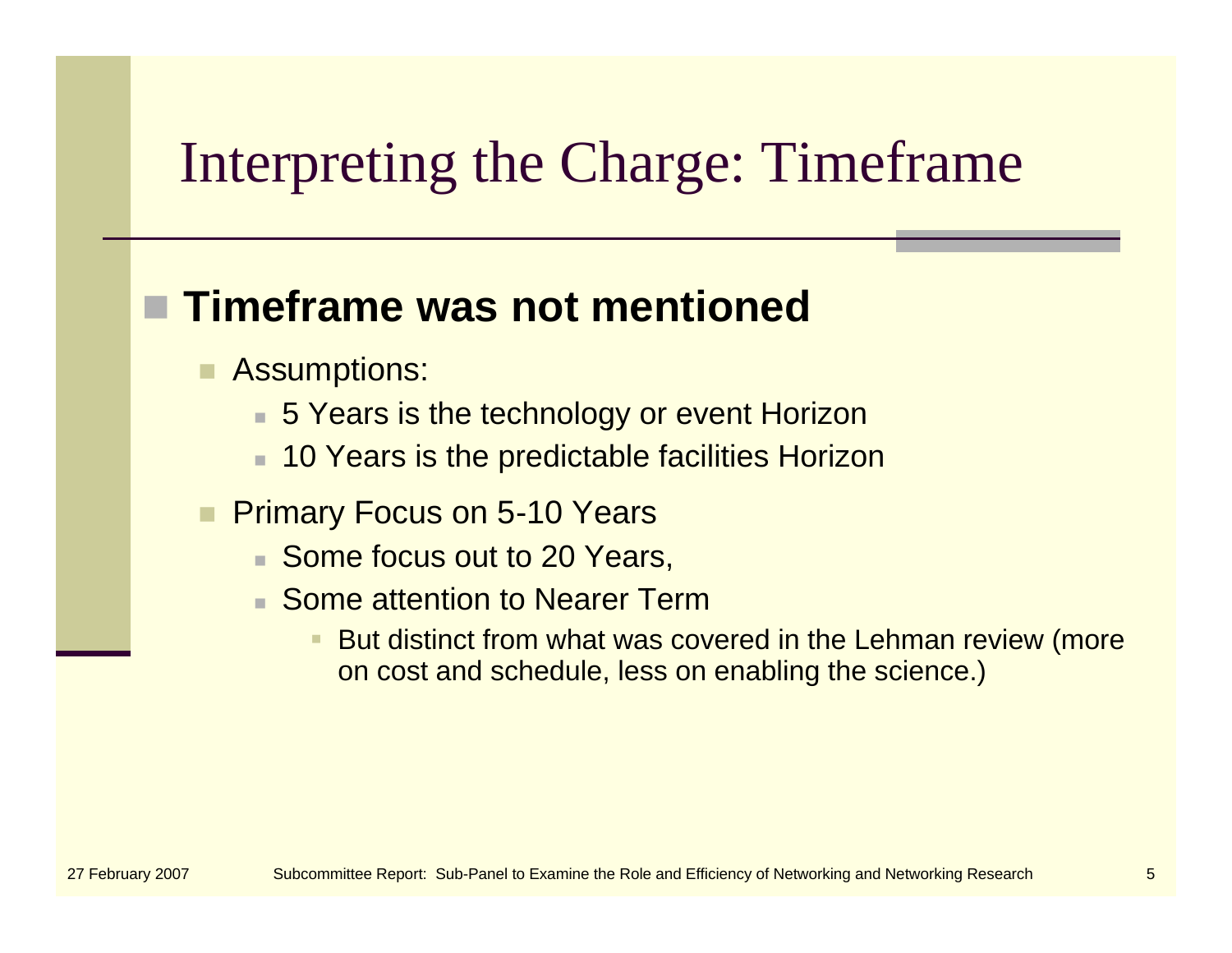# Interpreting the Charge: Timeframe

- **Timeframe was not mentioned**
  - Assumptions:
    - 5 Years is the technology or event Horizon
    - 10 Years is the predictable facilities Horizon
  - Primary Focus on 5-10 Years
    - Some focus out to 20 Years,
    - Some attention to Nearer Term
      - But distinct from what was covered in the Lehman review (more on cost and schedule, less on enabling the science.)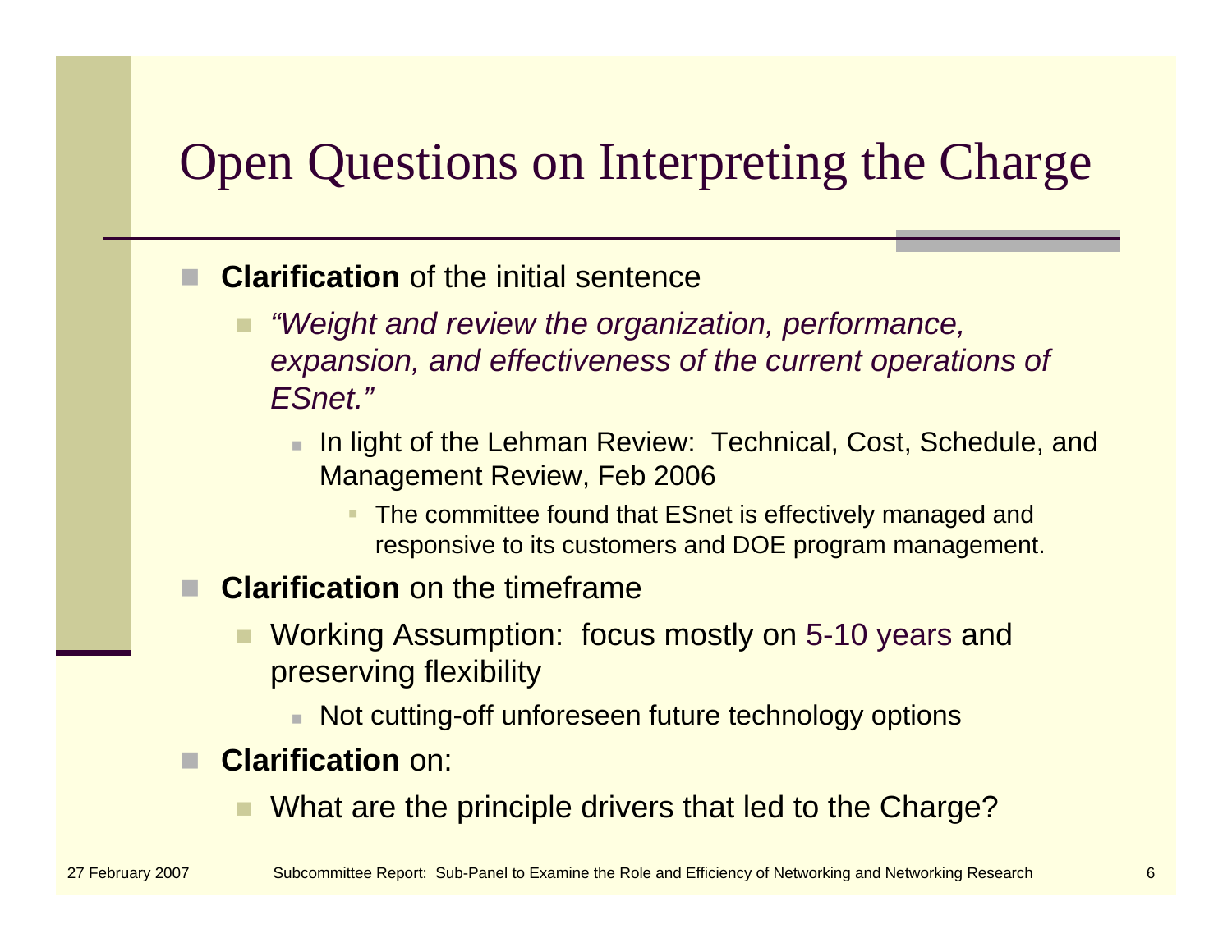# Open Questions on Interpreting the Charge

- **Clarification** of the initial sentence
  - *"Weight and review the organization, performance, expansion, and effectiveness of the current operations of ESnet."*
    - In light of the Lehman Review: Technical, Cost, Schedule, and Management Review, Feb 2006
      - The committee found that ESnet is effectively managed and responsive to its customers and DOE program management.
- **Clarification** on the timeframe
  - Working Assumption: focus mostly on 5-10 years and preserving flexibility
    - Not cutting-off unforeseen future technology options
- **Clarification** on:
  - What are the principle drivers that led to the Charge?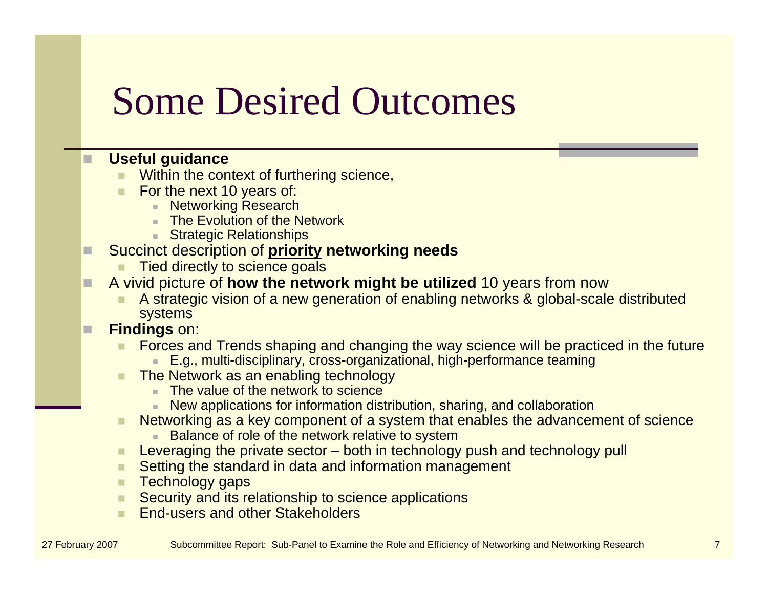# Some Desired Outcomes

- **Useful guidance**
  - Within the context of furthering science,
  - For the next 10 years of:
    - Networking Research
    - The Evolution of the Network
    - Strategic Relationships
- Succinct description of **priority networking needs**
  - Tied directly to science goals
- A vivid picture of **how the network might be utilized** 10 years from now
  - A strategic vision of a new generation of enabling networks & global-scale distributed systems
- **Findings** on:
  - Forces and Trends shaping and changing the way science will be practiced in the future
    - E.g., multi-disciplinary, cross-organizational, high-performance teaming
  - The Network as an enabling technology
    - The value of the network to science
    - New applications for information distribution, sharing, and collaboration
  - Networking as a key component of a system that enables the advancement of science
    - Balance of role of the network relative to system
  - Leveraging the private sector – both in technology push and technology pull
  - Setting the standard in data and information management
  - Technology gaps
  - Security and its relationship to science applications
  - End-users and other Stakeholders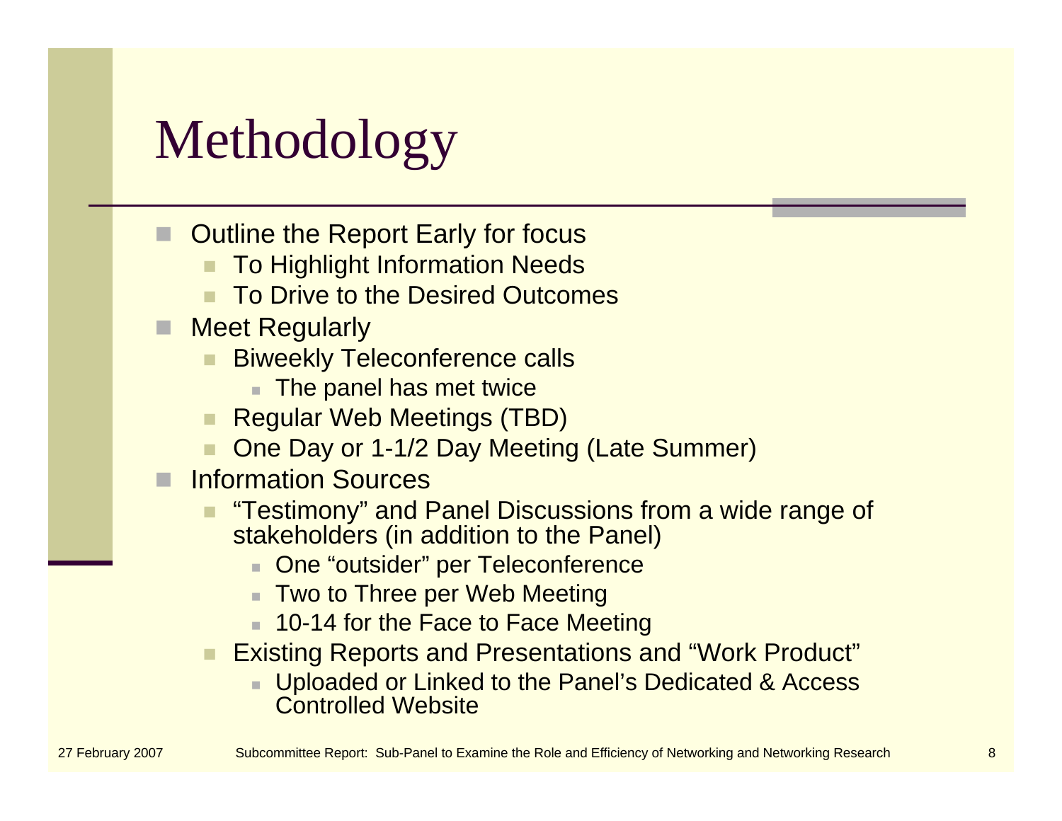# Methodology

- Outline the Report Early for focus
  - To Highlight Information Needs
  - To Drive to the Desired Outcomes
- Meet Regularly
  - Biweekly Teleconference calls
    - The panel has met twice
  - Regular Web Meetings (TBD)
  - One Day or 1-1/2 Day Meeting (Late Summer)
- Information Sources
  - "Testimony" and Panel Discussions from a wide range of stakeholders (in addition to the Panel)
    - One "outsider" per Teleconference
    - Two to Three per Web Meeting
    - 10-14 for the Face to Face Meeting
  - Existing Reports and Presentations and "Work Product"
    - Uploaded or Linked to the Panel's Dedicated & Access Controlled Website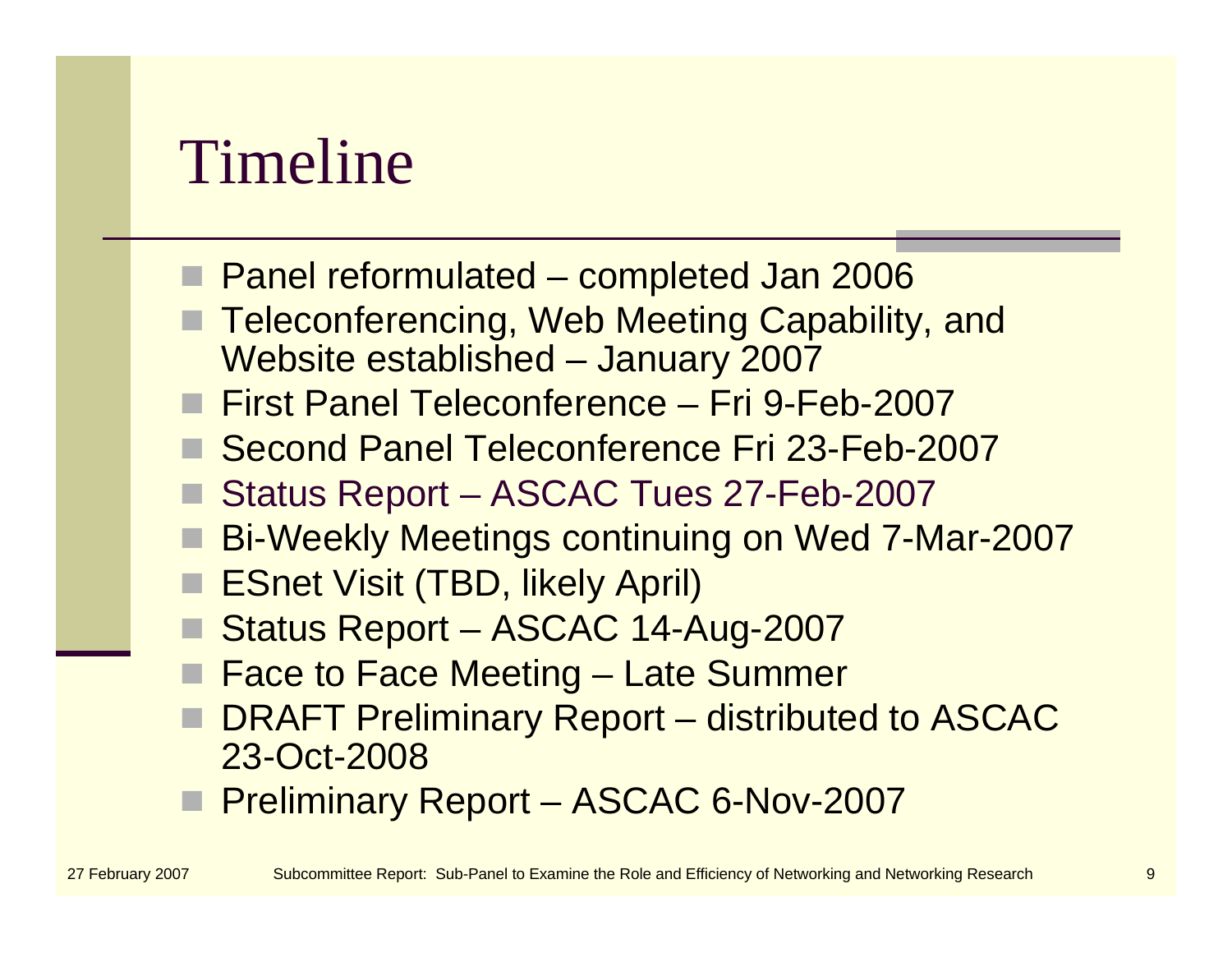# Timeline

- Panel reformulated – completed Jan 2006
- Teleconferencing, Web Meeting Capability, and Website established – January 2007
- First Panel Teleconference – Fri 9-Feb-2007
- Second Panel Teleconference Fri 23-Feb-2007
- Status Report – ASCAC Tues 27-Feb-2007
- Bi-Weekly Meetings continuing on Wed 7-Mar-2007
- ESnet Visit (TBD, likely April)
- Status Report – ASCAC 14-Aug-2007
- Face to Face Meeting – Late Summer
- DRAFT Preliminary Report – distributed to ASCAC 23-Oct-2008
- Preliminary Report – ASCAC 6-Nov-2007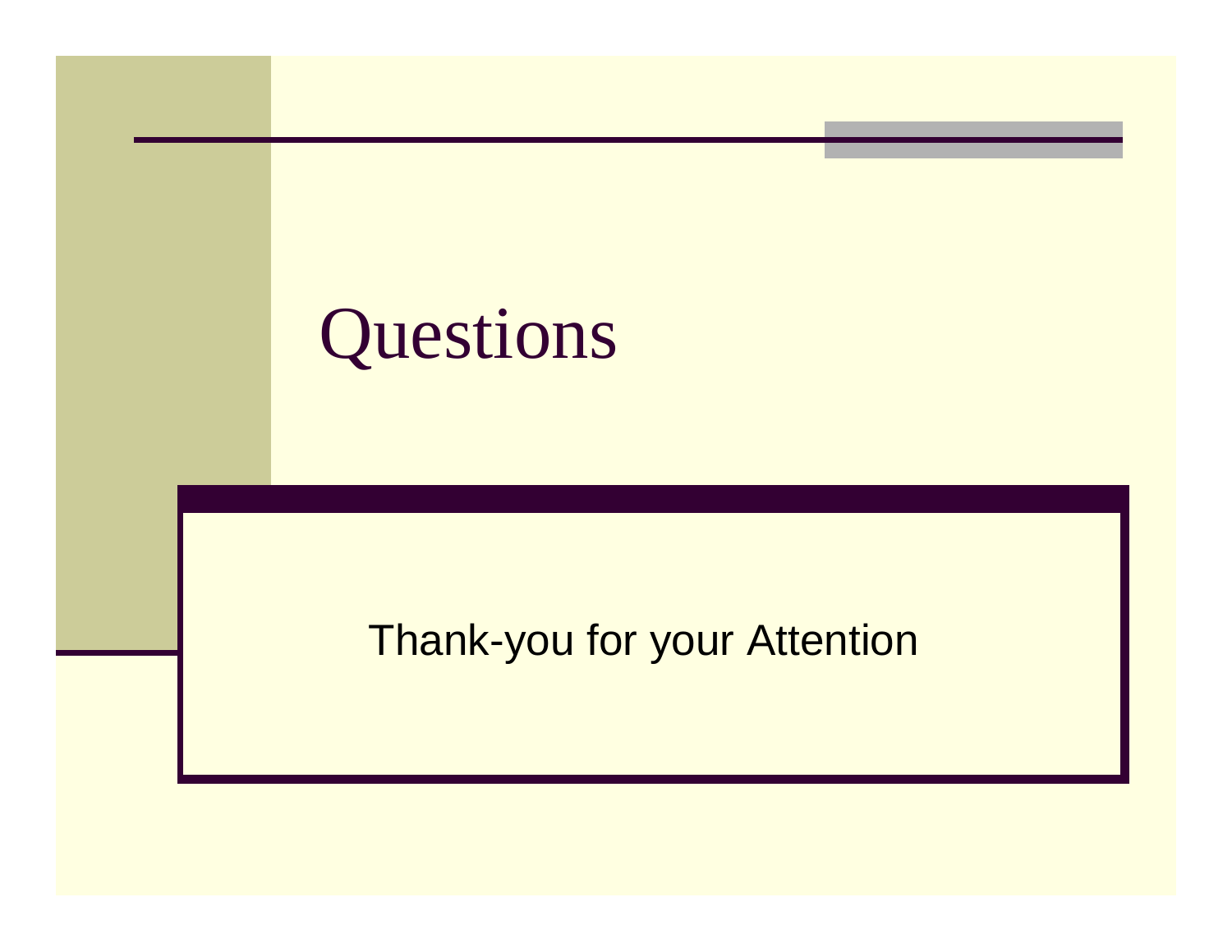# Questions

Thank-you for your Attention